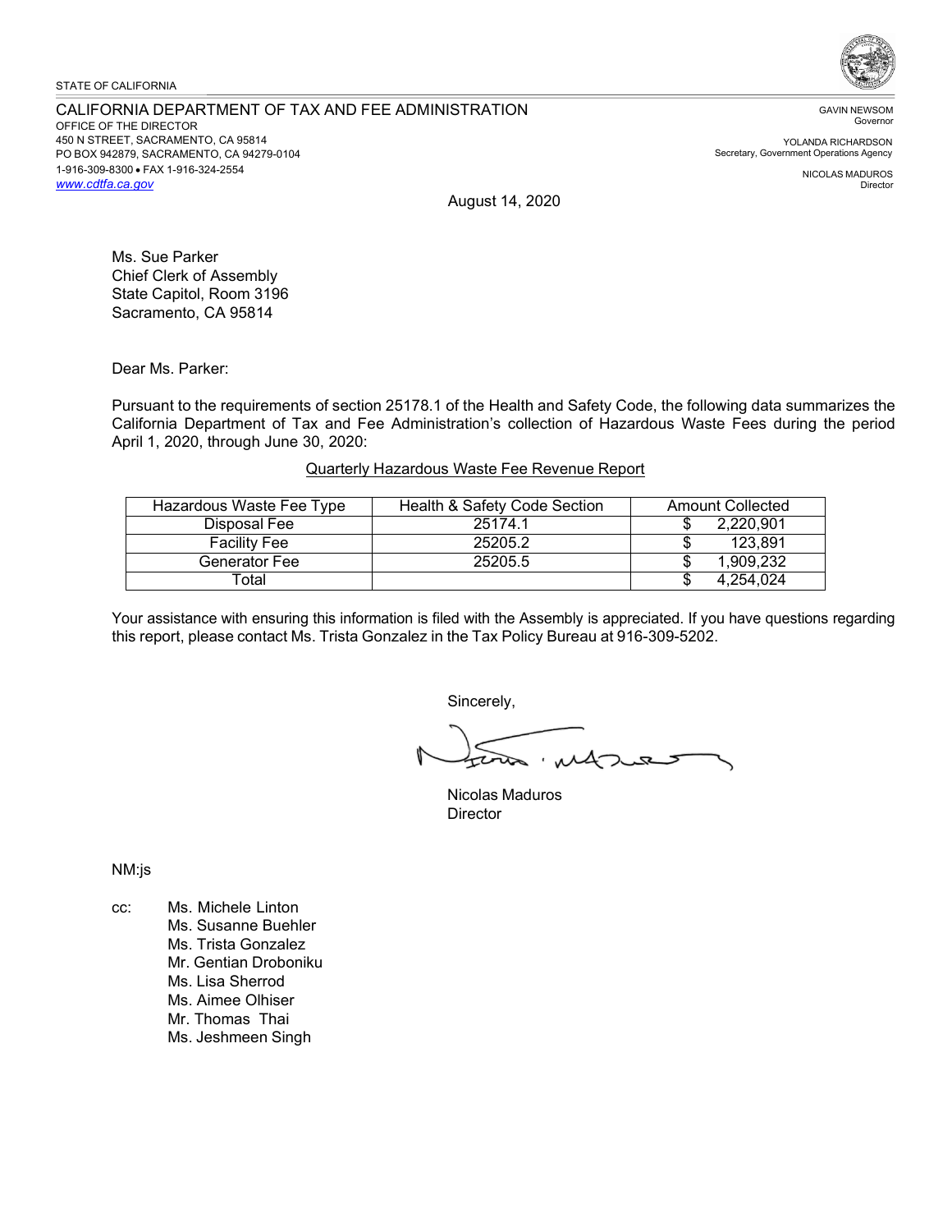STATE OF CALIFORNIA

CALIFORNIA DEPARTMENT OF TAX AND FEE ADMINISTRATION
OFFICE OF THE DIRECTOR
450 N STREET, SACRAMENTO, CA 95814
PO BOX 942879, SACRAMENTO, CA 94279-0104
1-916-309-8300 • FAX 1-916-324-2554
www.cdtfa.ca.gov

GAVIN NEWSOM
Governor

YOLANDA RICHARDSON
Secretary, Government Operations Agency

NICOLAS MADUROS
Director

August 14, 2020

Ms. Sue Parker
Chief Clerk of Assembly
State Capitol, Room 3196
Sacramento, CA 95814

Dear Ms. Parker:

Pursuant to the requirements of section 25178.1 of the Health and Safety Code, the following data summarizes the California Department of Tax and Fee Administration's collection of Hazardous Waste Fees during the period April 1, 2020, through June 30, 2020:

Quarterly Hazardous Waste Fee Revenue Report

| Hazardous Waste Fee Type | Health & Safety Code Section | Amount Collected |
|---|---|---|
| Disposal Fee | 25174.1 | $ 2,220,901 |
| Facility Fee | 25205.2 | $ 123,891 |
| Generator Fee | 25205.5 | $ 1,909,232 |
| Total | | $ 4,254,024 |

Your assistance with ensuring this information is filed with the Assembly is appreciated. If you have questions regarding this report, please contact Ms. Trista Gonzalez in the Tax Policy Bureau at 916-309-5202.

Sincerely,

Nicolas Maduros
Director

NM:js

cc: Ms. Michele Linton
Ms. Susanne Buehler
Ms. Trista Gonzalez
Mr. Gentian Droboniku
Ms. Lisa Sherrod
Ms. Aimee Olhiser
Mr. Thomas Thai
Ms. Jeshmeen Singh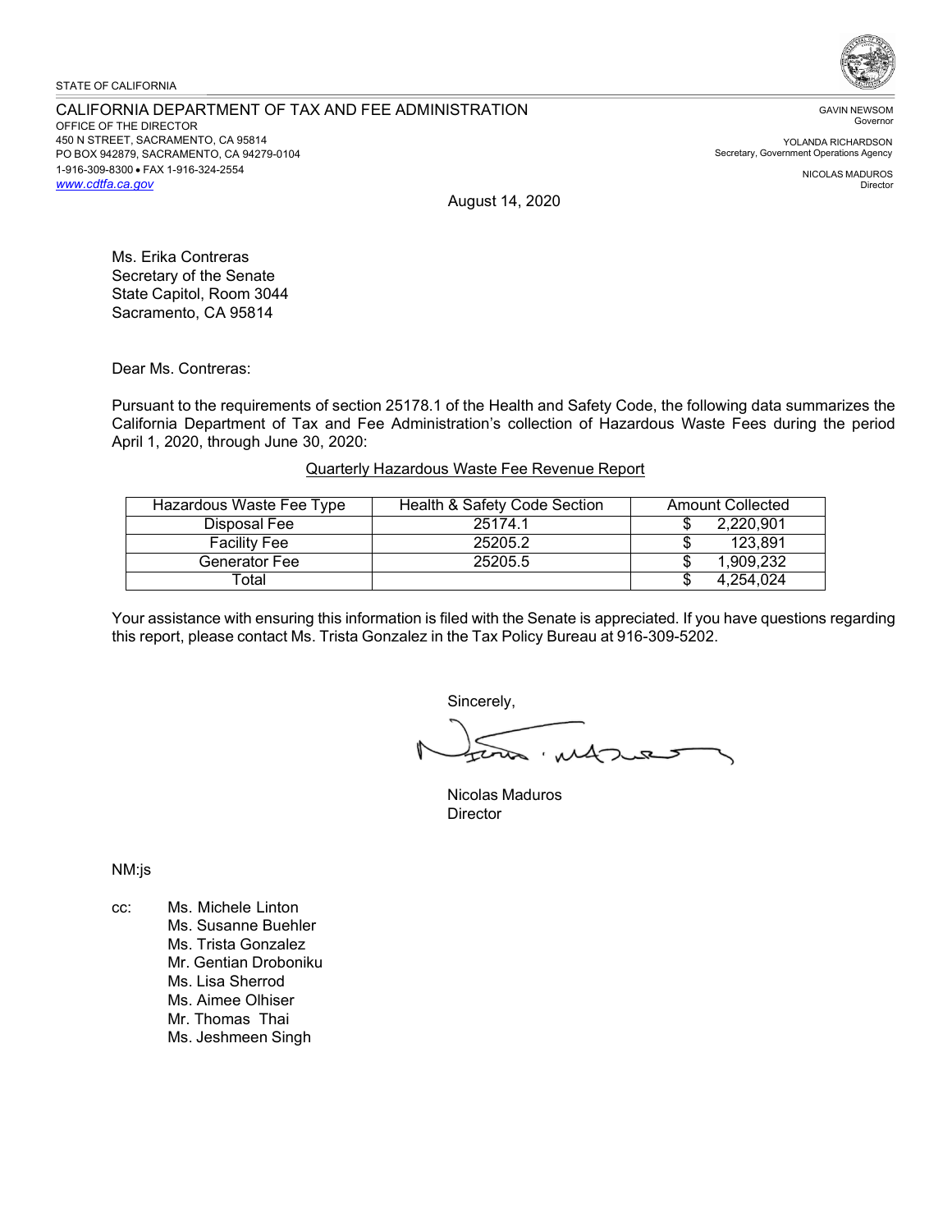STATE OF CALIFORNIA

CALIFORNIA DEPARTMENT OF TAX AND FEE ADMINISTRATION
OFFICE OF THE DIRECTOR
450 N STREET, SACRAMENTO, CA 95814
PO BOX 942879, SACRAMENTO, CA 94279-0104
1-916-309-8300 • FAX 1-916-324-2554
www.cdtfa.ca.gov

GAVIN NEWSOM
Governor

YOLANDA RICHARDSON
Secretary, Government Operations Agency

NICOLAS MADUROS
Director

August 14, 2020

Ms. Erika Contreras
Secretary of the Senate
State Capitol, Room 3044
Sacramento, CA 95814

Dear Ms. Contreras:

Pursuant to the requirements of section 25178.1 of the Health and Safety Code, the following data summarizes the California Department of Tax and Fee Administration's collection of Hazardous Waste Fees during the period April 1, 2020, through June 30, 2020:

Quarterly Hazardous Waste Fee Revenue Report

| Hazardous Waste Fee Type | Health & Safety Code Section | Amount Collected |
|---|---|---|
| Disposal Fee | 25174.1 | $ 2,220,901 |
| Facility Fee | 25205.2 | $ 123,891 |
| Generator Fee | 25205.5 | $ 1,909,232 |
| Total | | $ 4,254,024 |

Your assistance with ensuring this information is filed with the Senate is appreciated. If you have questions regarding this report, please contact Ms. Trista Gonzalez in the Tax Policy Bureau at 916-309-5202.

Sincerely,

Nicolas Maduros
Director

NM:js

cc: Ms. Michele Linton
Ms. Susanne Buehler
Ms. Trista Gonzalez
Mr. Gentian Droboniku
Ms. Lisa Sherrod
Ms. Aimee Olhiser
Mr. Thomas Thai
Ms. Jeshmeen Singh